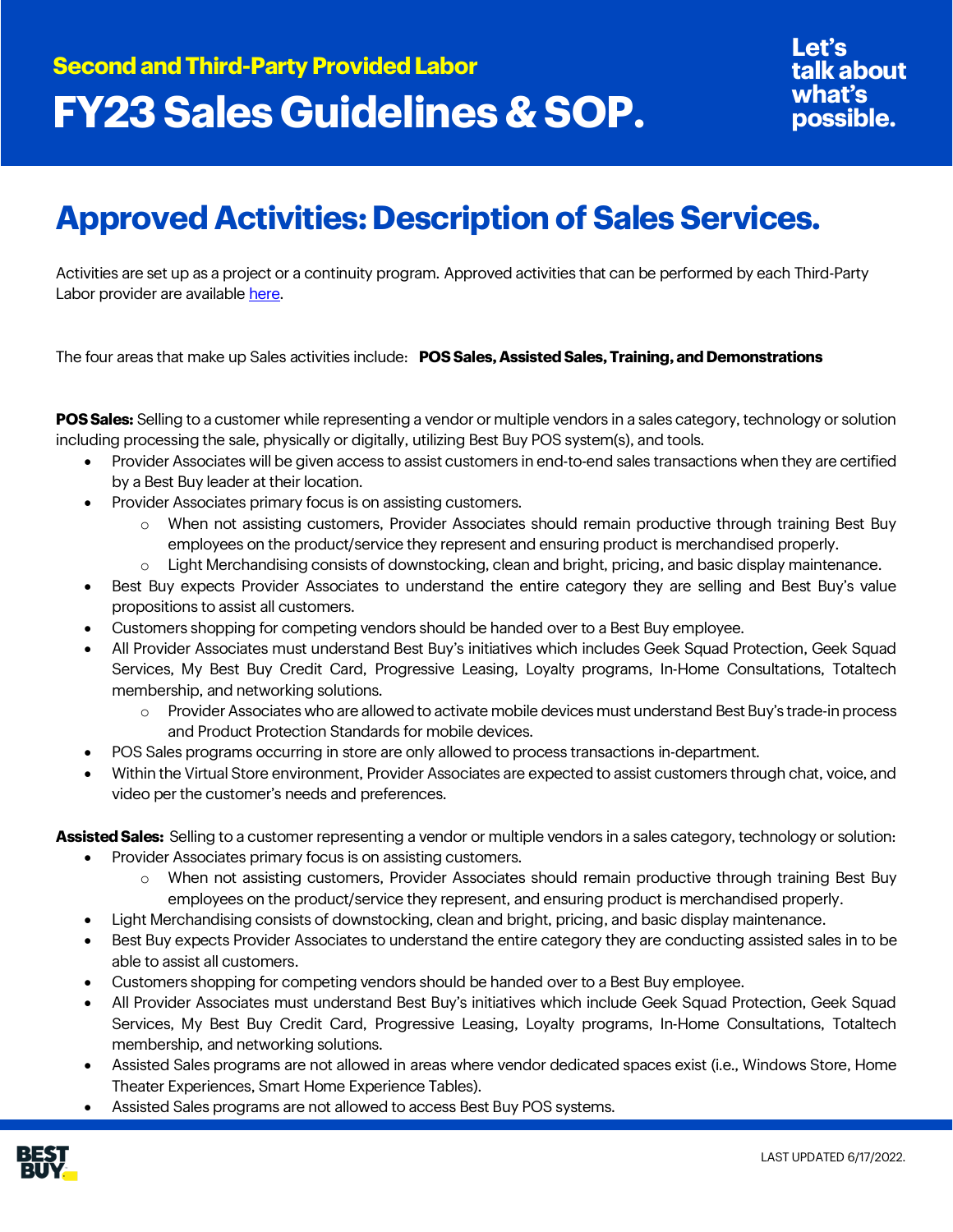## Second and Third-Party Provided Labor

# FY23 Sales Guidelines & SOP.

Let's talk about what's possible.

# Approved Activities: Description of Sales Services.

Activities are set up as a project or a continuity program. Approved activities that can be performed by each Third-Party Labor provider are available [here](here).

The four areas that make up Sales activities include: **POS Sales, Assisted Sales, Training, and Demonstrations**

**POS Sales:** Selling to a customer while representing a vendor or multiple vendors in a sales category, technology or solution including processing the sale, physically or digitally, utilizing Best Buy POS system(s), and tools.

- Provider Associates will be given access to assist customers in end-to-end sales transactions when they are certified by a Best Buy leader at their location.
- Provider Associates primary focus is on assisting customers.
  - When not assisting customers, Provider Associates should remain productive through training Best Buy employees on the product/service they represent and ensuring product is merchandised properly.
  - Light Merchandising consists of downstocking, clean and bright, pricing, and basic display maintenance.
- Best Buy expects Provider Associates to understand the entire category they are selling and Best Buy's value propositions to assist all customers.
- Customers shopping for competing vendors should be handed over to a Best Buy employee.
- All Provider Associates must understand Best Buy's initiatives which includes Geek Squad Protection, Geek Squad Services, My Best Buy Credit Card, Progressive Leasing, Loyalty programs, In-Home Consultations, Totaltech membership, and networking solutions.
  - Provider Associates who are allowed to activate mobile devices must understand Best Buy's trade-in process and Product Protection Standards for mobile devices.
- POS Sales programs occurring in store are only allowed to process transactions in-department.
- Within the Virtual Store environment, Provider Associates are expected to assist customers through chat, voice, and video per the customer's needs and preferences.

**Assisted Sales:** Selling to a customer representing a vendor or multiple vendors in a sales category, technology or solution:

- Provider Associates primary focus is on assisting customers.
  - When not assisting customers, Provider Associates should remain productive through training Best Buy employees on the product/service they represent, and ensuring product is merchandised properly.
- Light Merchandising consists of downstocking, clean and bright, pricing, and basic display maintenance.
- Best Buy expects Provider Associates to understand the entire category they are conducting assisted sales in to be able to assist all customers.
- Customers shopping for competing vendors should be handed over to a Best Buy employee.
- All Provider Associates must understand Best Buy's initiatives which include Geek Squad Protection, Geek Squad Services, My Best Buy Credit Card, Progressive Leasing, Loyalty programs, In-Home Consultations, Totaltech membership, and networking solutions.
- Assisted Sales programs are not allowed in areas where vendor dedicated spaces exist (i.e., Windows Store, Home Theater Experiences, Smart Home Experience Tables).
- Assisted Sales programs are not allowed to access Best Buy POS systems.

LAST UPDATED 6/17/2022.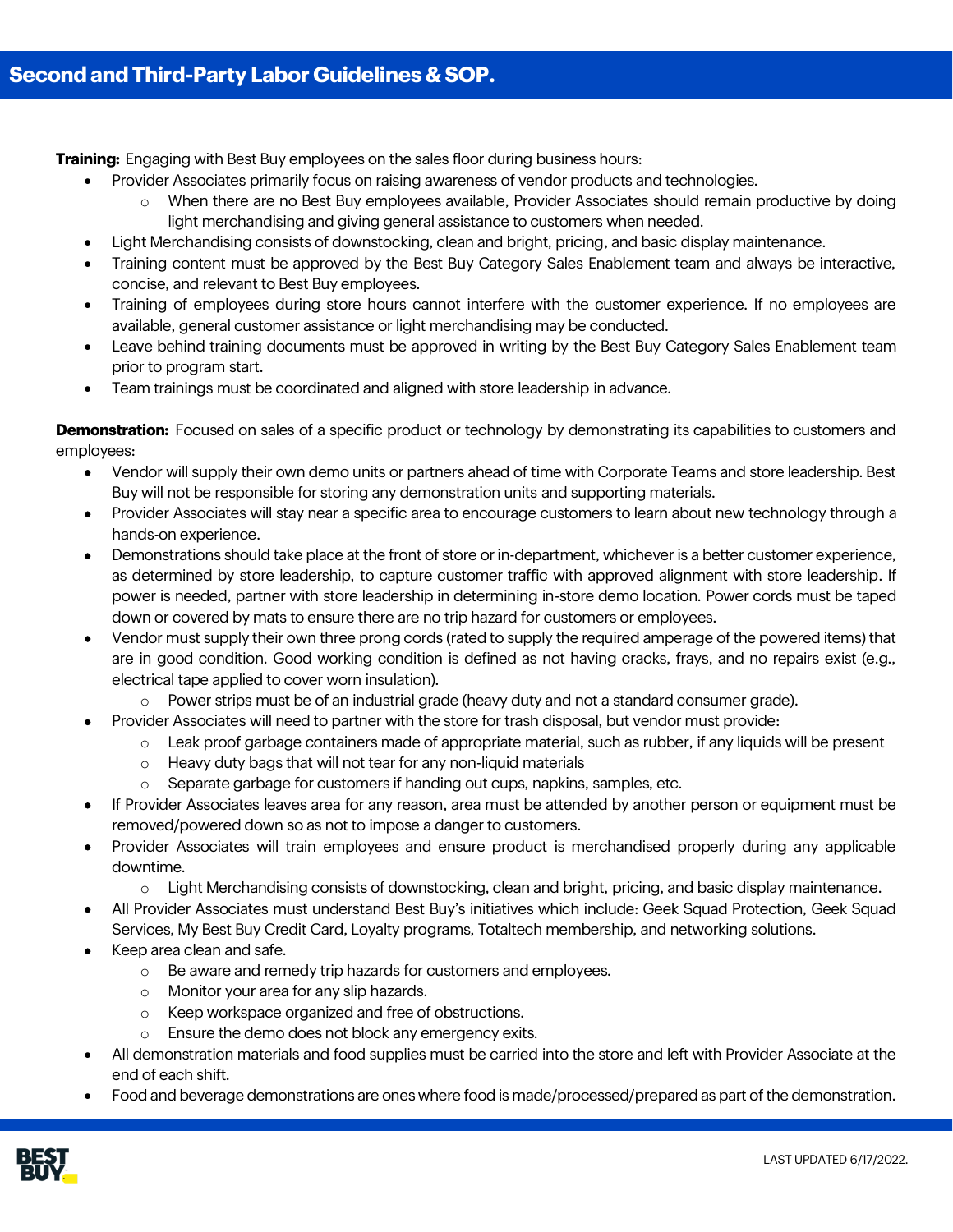**Training:** Engaging with Best Buy employees on the sales floor during business hours:

- Provider Associates primarily focus on raising awareness of vendor products and technologies.
  - When there are no Best Buy employees available, Provider Associates should remain productive by doing light merchandising and giving general assistance to customers when needed.
- Light Merchandising consists of downstocking, clean and bright, pricing, and basic display maintenance.
- Training content must be approved by the Best Buy Category Sales Enablement team and always be interactive, concise, and relevant to Best Buy employees.
- Training of employees during store hours cannot interfere with the customer experience. If no employees are available, general customer assistance or light merchandising may be conducted.
- Leave behind training documents must be approved in writing by the Best Buy Category Sales Enablement team prior to program start.
- Team trainings must be coordinated and aligned with store leadership in advance.

**Demonstration:** Focused on sales of a specific product or technology by demonstrating its capabilities to customers and employees:

- Vendor will supply their own demo units or partners ahead of time with Corporate Teams and store leadership. Best Buy will not be responsible for storing any demonstration units and supporting materials.
- Provider Associates will stay near a specific area to encourage customers to learn about new technology through a hands-on experience.
- Demonstrations should take place at the front of store or in-department, whichever is a better customer experience, as determined by store leadership, to capture customer traffic with approved alignment with store leadership. If power is needed, partner with store leadership in determining in-store demo location. Power cords must be taped down or covered by mats to ensure there are no trip hazard for customers or employees.
- Vendor must supply their own three prong cords (rated to supply the required amperage of the powered items) that are in good condition. Good working condition is defined as not having cracks, frays, and no repairs exist (e.g., electrical tape applied to cover worn insulation).
  - Power strips must be of an industrial grade (heavy duty and not a standard consumer grade).
- Provider Associates will need to partner with the store for trash disposal, but vendor must provide:
  - Leak proof garbage containers made of appropriate material, such as rubber, if any liquids will be present
  - Heavy duty bags that will not tear for any non-liquid materials
  - Separate garbage for customers if handing out cups, napkins, samples, etc.
- If Provider Associates leaves area for any reason, area must be attended by another person or equipment must be removed/powered down so as not to impose a danger to customers.
- Provider Associates will train employees and ensure product is merchandised properly during any applicable downtime.
  - Light Merchandising consists of downstocking, clean and bright, pricing, and basic display maintenance.
- All Provider Associates must understand Best Buy's initiatives which include: Geek Squad Protection, Geek Squad Services, My Best Buy Credit Card, Loyalty programs, Totaltech membership, and networking solutions.
- Keep area clean and safe.
  - Be aware and remedy trip hazards for customers and employees.
  - Monitor your area for any slip hazards.
  - Keep workspace organized and free of obstructions.
  - Ensure the demo does not block any emergency exits.
- All demonstration materials and food supplies must be carried into the store and left with Provider Associate at the end of each shift.
- Food and beverage demonstrations are ones where food is made/processed/prepared as part of the demonstration.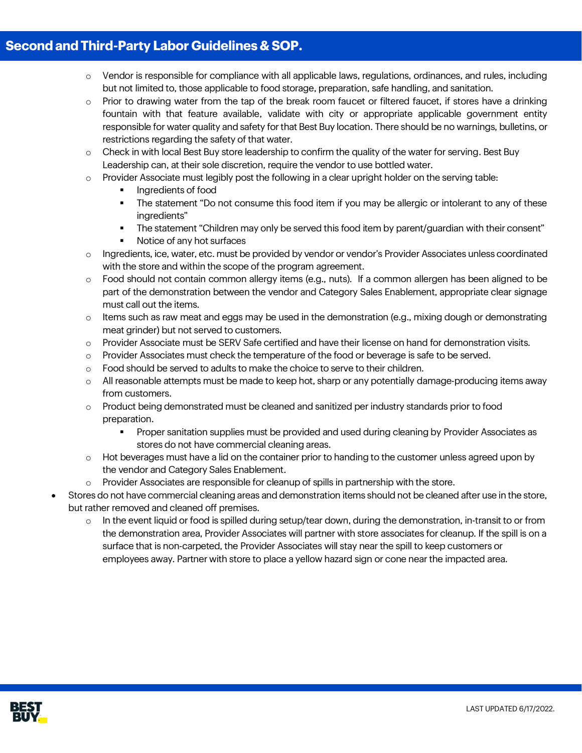- Vendor is responsible for compliance with all applicable laws, regulations, ordinances, and rules, including but not limited to, those applicable to food storage, preparation, safe handling, and sanitation.
    - Prior to drawing water from the tap of the break room faucet or filtered faucet, if stores have a drinking fountain with that feature available, validate with city or appropriate applicable government entity responsible for water quality and safety for that Best Buy location. There should be no warnings, bulletins, or restrictions regarding the safety of that water.
    - Check in with local Best Buy store leadership to confirm the quality of the water for serving. Best Buy Leadership can, at their sole discretion, require the vendor to use bottled water.
    - Provider Associate must legibly post the following in a clear upright holder on the serving table:
        - Ingredients of food
        - The statement "Do not consume this food item if you may be allergic or intolerant to any of these ingredients"
        - The statement "Children may only be served this food item by parent/guardian with their consent"
        - Notice of any hot surfaces
    - Ingredients, ice, water, etc. must be provided by vendor or vendor's Provider Associates unless coordinated with the store and within the scope of the program agreement.
    - Food should not contain common allergy items (e.g., nuts). If a common allergen has been aligned to be part of the demonstration between the vendor and Category Sales Enablement, appropriate clear signage must call out the items.
    - Items such as raw meat and eggs may be used in the demonstration (e.g., mixing dough or demonstrating meat grinder) but not served to customers.
    - Provider Associate must be SERV Safe certified and have their license on hand for demonstration visits.
    - Provider Associates must check the temperature of the food or beverage is safe to be served.
    - Food should be served to adults to make the choice to serve to their children.
    - All reasonable attempts must be made to keep hot, sharp or any potentially damage-producing items away from customers.
    - Product being demonstrated must be cleaned and sanitized per industry standards prior to food preparation.
        - Proper sanitation supplies must be provided and used during cleaning by Provider Associates as stores do not have commercial cleaning areas.
    - Hot beverages must have a lid on the container prior to handing to the customer unless agreed upon by the vendor and Category Sales Enablement.
    - Provider Associates are responsible for cleanup of spills in partnership with the store.
- Stores do not have commercial cleaning areas and demonstration items should not be cleaned after use in the store, but rather removed and cleaned off premises.
    - In the event liquid or food is spilled during setup/tear down, during the demonstration, in-transit to or from the demonstration area, Provider Associates will partner with store associates for cleanup. If the spill is on a surface that is non-carpeted, the Provider Associates will stay near the spill to keep customers or employees away. Partner with store to place a yellow hazard sign or cone near the impacted area.